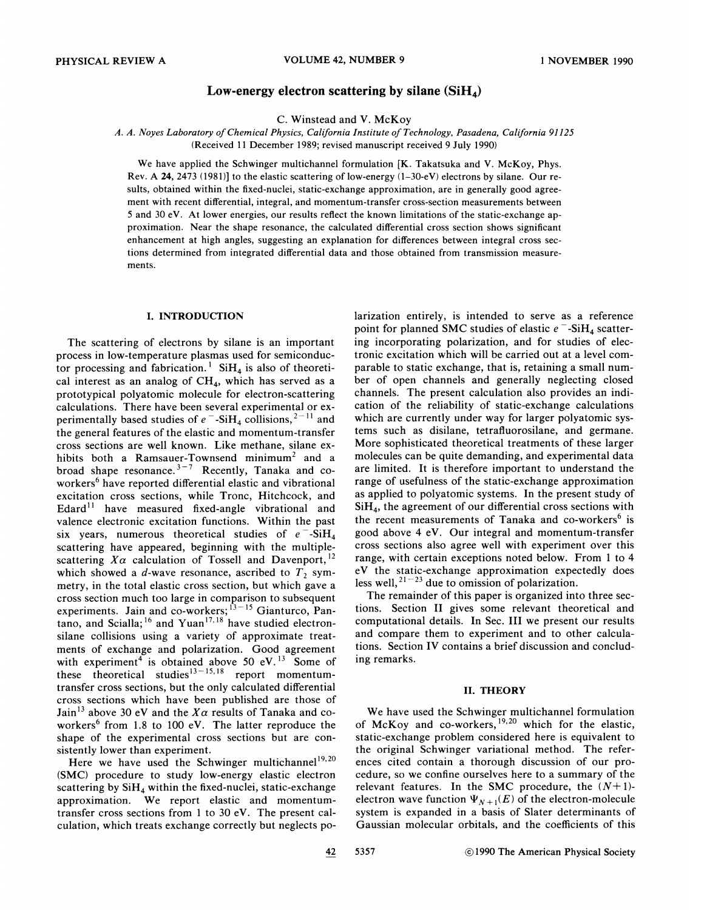# Low-energy electron scattering by silane ($SiH_4$)

C. Winstead and V. McKoy

*A. A. Noyes Laboratory of Chemical Physics, California Institute of Technology, Pasadena, California 91125*

(Received 11 December 1989; revised manuscript received 9 July 1990)

We have applied the Schwinger multichannel formulation [K. Takatsuka and V. McKoy, Phys. Rev. A **24**, 2473 (1981)] to the elastic scattering of low-energy (1–30-eV) electrons by silane. Our results, obtained within the fixed-nuclei, static-exchange approximation, are in generally good agreement with recent differential, integral, and momentum-transfer cross-section measurements between 5 and 30 eV. At lower energies, our results reflect the known limitations of the static-exchange approximation. Near the shape resonance, the calculated differential cross section shows significant enhancement at high angles, suggesting an explanation for differences between integral cross sections determined from integrated differential data and those obtained from transmission measurements.

## I. INTRODUCTION

The scattering of electrons by silane is an important process in low-temperature plasmas used for semiconductor processing and fabrication.[1] $SiH_4$ is also of theoretical interest as an analog of $CH_4$, which has served as a prototypical polyatomic molecule for electron-scattering calculations. There have been several experimental or experimentally based studies of $e^-$-$SiH_4$ collisions,[2–11] and the general features of the elastic and momentum-transfer cross sections are well known. Like methane, silane exhibits both a Ramsauer-Townsend minimum[2] and a broad shape resonance.[3–7] Recently, Tanaka and co-workers[6] have reported differential elastic and vibrational excitation cross sections, while Tronc, Hitchcock, and Edard[11] have measured fixed-angle vibrational and valence electronic excitation functions. Within the past six years, numerous theoretical studies of $e^-$-$SiH_4$ scattering have appeared, beginning with the multiple-scattering $X\alpha$ calculation of Tossell and Davenport,[12] which showed a $d$-wave resonance, ascribed to $T_2$ symmetry, in the total elastic cross section, but which gave a cross section much too large in comparison to subsequent experiments. Jain and co-workers;[13–15] Gianturco, Pantano, and Scialla;[16] and Yuan[17,18] have studied electron-silane collisions using a variety of approximate treatments of exchange and polarization. Good agreement with experiment[4] is obtained above 50 eV.[13] Some of these theoretical studies[13–15,18] report momentum-transfer cross sections, but the only calculated differential cross sections which have been published are those of Jain[13] above 30 eV and the $X\alpha$ results of Tanaka and co-workers[6] from 1.8 to 100 eV. The latter reproduce the shape of the experimental cross sections but are consistently lower than experiment.

Here we have used the Schwinger multichannel[19,20] (SMC) procedure to study low-energy elastic electron scattering by $SiH_4$ within the fixed-nuclei, static-exchange approximation. We report elastic and momentum-transfer cross sections from 1 to 30 eV. The present calculation, which treats exchange correctly but neglects polarization entirely, is intended to serve as a reference point for planned SMC studies of elastic $e^-$-$SiH_4$ scattering incorporating polarization, and for studies of electronic excitation which will be carried out at a level comparable to static exchange, that is, retaining a small number of open channels and generally neglecting closed channels. The present calculation also provides an indication of the reliability of static-exchange calculations which are currently under way for larger polyatomic systems such as disilane, tetrafluorosilane, and germane. More sophisticated theoretical treatments of these larger molecules can be quite demanding, and experimental data are limited. It is therefore important to understand the range of usefulness of the static-exchange approximation as applied to polyatomic systems. In the present study of $SiH_4$, the agreement of our differential cross sections with the recent measurements of Tanaka and co-workers[6] is good above 4 eV. Our integral and momentum-transfer cross sections also agree well with experiment over this range, with certain exceptions noted below. From 1 to 4 eV the static-exchange approximation expectedly does less well,[21–23] due to omission of polarization.

The remainder of this paper is organized into three sections. Section II gives some relevant theoretical and computational details. In Sec. III we present our results and compare them to experiment and to other calculations. Section IV contains a brief discussion and concluding remarks.

## II. THEORY

We have used the Schwinger multichannel formulation of McKoy and co-workers,[19,20] which for the elastic, static-exchange problem considered here is equivalent to the original Schwinger variational method. The references cited contain a thorough discussion of our procedure, so we confine ourselves here to a summary of the relevant features. In the SMC procedure, the $(N+1)$-electron wave function $\Psi_{N+1}(E)$ of the electron-molecule system is expanded in a basis of Slater determinants of Gaussian molecular orbitals, and the coefficients of this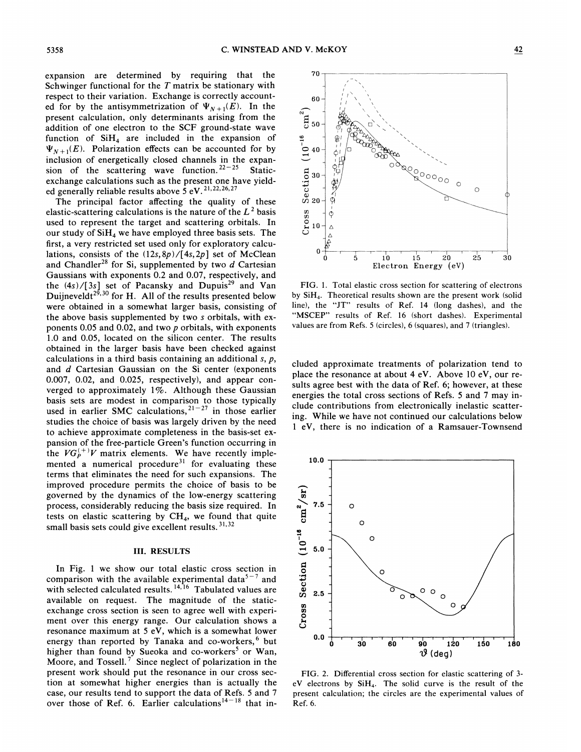expansion are determined by requiring that the Schwinger functional for the $T$ matrix be stationary with respect to their variation. Exchange is correctly accounted for by the antisymmetrization of $\Psi_{N+1}(E)$. In the present calculation, only determinants arising from the addition of one electron to the SCF ground-state wave function of $SiH_4$ are included in the expansion of $\Psi_{N+1}(E)$. Polarization effects can be accounted for by inclusion of energetically closed channels in the expansion of the scattering wave function.[22-25] Static-exchange calculations such as the present one have yielded generally reliable results above 5 eV.[21,22,26,27]

The principal factor affecting the quality of these elastic-scattering calculations is the nature of the $L^2$ basis used to represent the target and scattering orbitals. In our study of $SiH_4$ we have employed three basis sets. The first, a very restricted set used only for exploratory calculations, consists of the $(12s,8p)/[4s,2p]$ set of McClean and Chandler[28] for Si, supplemented by two $d$ Cartesian Gaussians with exponents 0.2 and 0.07, respectively, and the $(4s)/[3s]$ set of Pacansky and Dupuis[29] and Van Duijneveldt[29,30] for H. All of the results presented below were obtained in a somewhat larger basis, consisting of the above basis supplemented by two $s$ orbitals, with exponents 0.05 and 0.02, and two $p$ orbitals, with exponents 1.0 and 0.05, located on the silicon center. The results obtained in the larger basis have been checked against calculations in a third basis containing an additional $s$, $p$, and $d$ Cartesian Gaussian on the Si center (exponents 0.007, 0.02, and 0.025, respectively), and appear converged to approximately 1%. Although these Gaussian basis sets are modest in comparison to those typically used in earlier SMC calculations,[21-27] in those earlier studies the choice of basis was largely driven by the need to achieve approximate completeness in the basis-set expansion of the free-particle Green's function occurring in the $VG_P^{(+)}V$ matrix elements. We have recently implemented a numerical procedure[31] for evaluating these terms that eliminates the need for such expansions. The improved procedure permits the choice of basis to be governed by the dynamics of the low-energy scattering process, considerably reducing the basis size required. In tests on elastic scattering by $CH_4$, we found that quite small basis sets could give excellent results.[31,32]

## III. RESULTS

In Fig. 1 we show our total elastic cross section in comparison with the available experimental data[5-7] and with selected calculated results.[14,16] Tabulated values are available on request. The magnitude of the static-exchange cross section is seen to agree well with experiment over this energy range. Our calculation shows a resonance maximum at 5 eV, which is a somewhat lower energy than reported by Tanaka and co-workers,[6] but higher than found by Sueoka and co-workers[5] or Wan, Moore, and Tossell.[7] Since neglect of polarization in the present work should put the resonance in our cross section at somewhat higher energies than is actually the case, our results tend to support the data of Refs. 5 and 7 over those of Ref. 6. Earlier calculations[14-18] that included approximate treatments of polarization tend to place the resonance at about 4 eV. Above 10 eV, our results agree best with the data of Ref. 6; however, at these energies the total cross sections of Refs. 5 and 7 may include contributions from electronically inelastic scattering. While we have not continued our calculations below 1 eV, there is no indication of a Ramsauer-Townsend

FIG. 1. Total elastic cross section for scattering of electrons by $SiH_4$. Theoretical results shown are the present work (solid line), the "JT" results of Ref. 14 (long dashes), and the "MSCEP" results of Ref. 16 (short dashes). Experimental values are from Refs. 5 (circles), 6 (squares), and 7 (triangles).

FIG. 2. Differential cross section for elastic scattering of 3-eV electrons by $SiH_4$. The solid curve is the result of the present calculation; the circles are the experimental values of Ref. 6.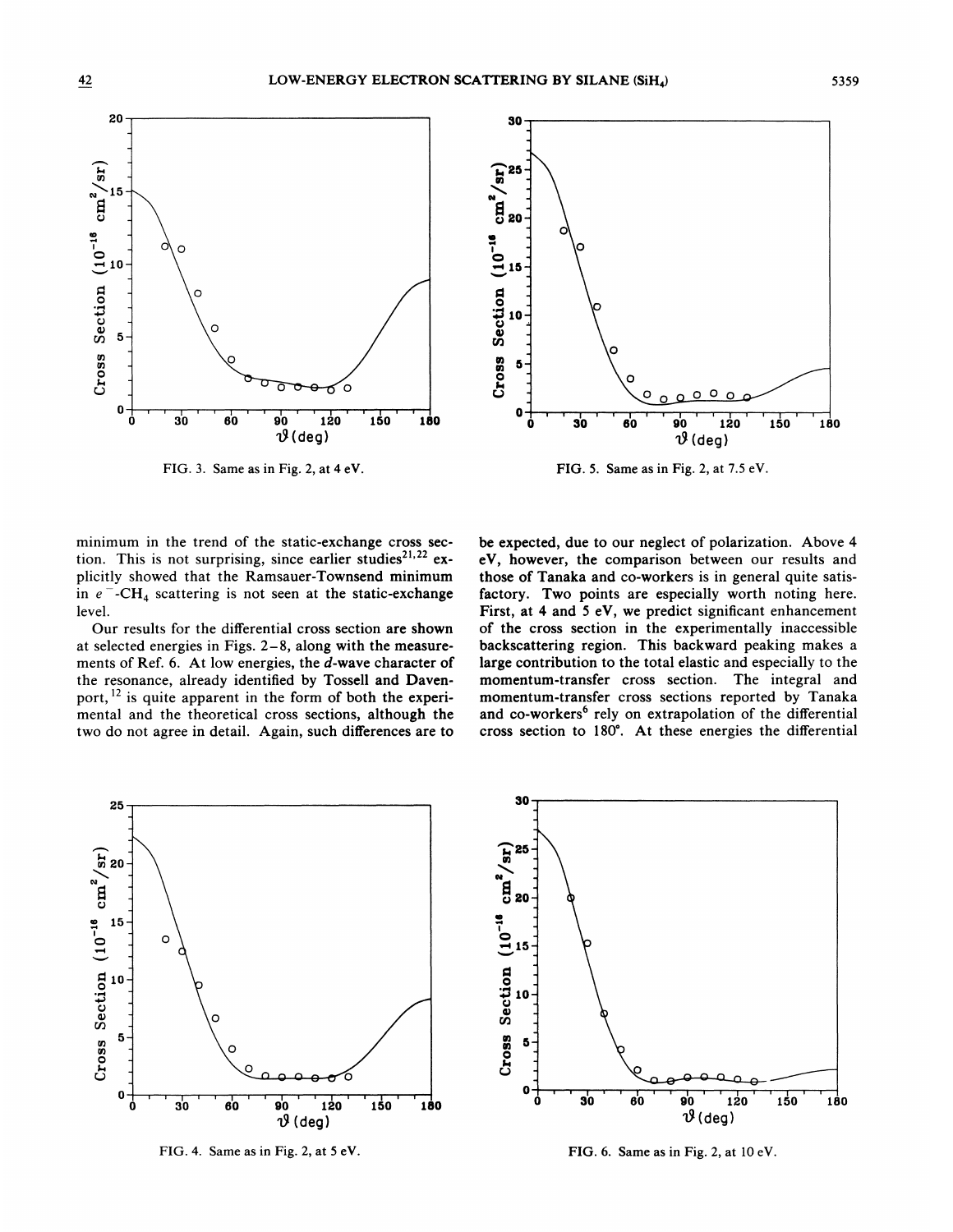FIG. 3. Same as in Fig. 2, at 4 eV.

FIG. 5. Same as in Fig. 2, at 7.5 eV.

minimum in the trend of the static-exchange cross section. This is not surprising, since earlier studies[21,22] explicitly showed that the Ramsauer-Townsend minimum in $e^-$-$CH_4$ scattering is not seen at the static-exchange level.

Our results for the differential cross section are shown at selected energies in Figs. 2–8, along with the measurements of Ref. 6. At low energies, the *d*-wave character of the resonance, already identified by Tossell and Davenport,[12] is quite apparent in the form of both the experimental and the theoretical cross sections, although the two do not agree in detail. Again, such differences are to be expected, due to our neglect of polarization. Above 4 eV, however, the comparison between our results and those of Tanaka and co-workers is in general quite satisfactory. Two points are especially worth noting here. First, at 4 and 5 eV, we predict significant enhancement of the cross section in the experimentally inaccessible backscattering region. This backward peaking makes a large contribution to the total elastic and especially to the momentum-transfer cross section. The integral and momentum-transfer cross sections reported by Tanaka and co-workers[6] rely on extrapolation of the differential cross section to 180°. At these energies the differential

FIG. 4. Same as in Fig. 2, at 5 eV.

FIG. 6. Same as in Fig. 2, at 10 eV.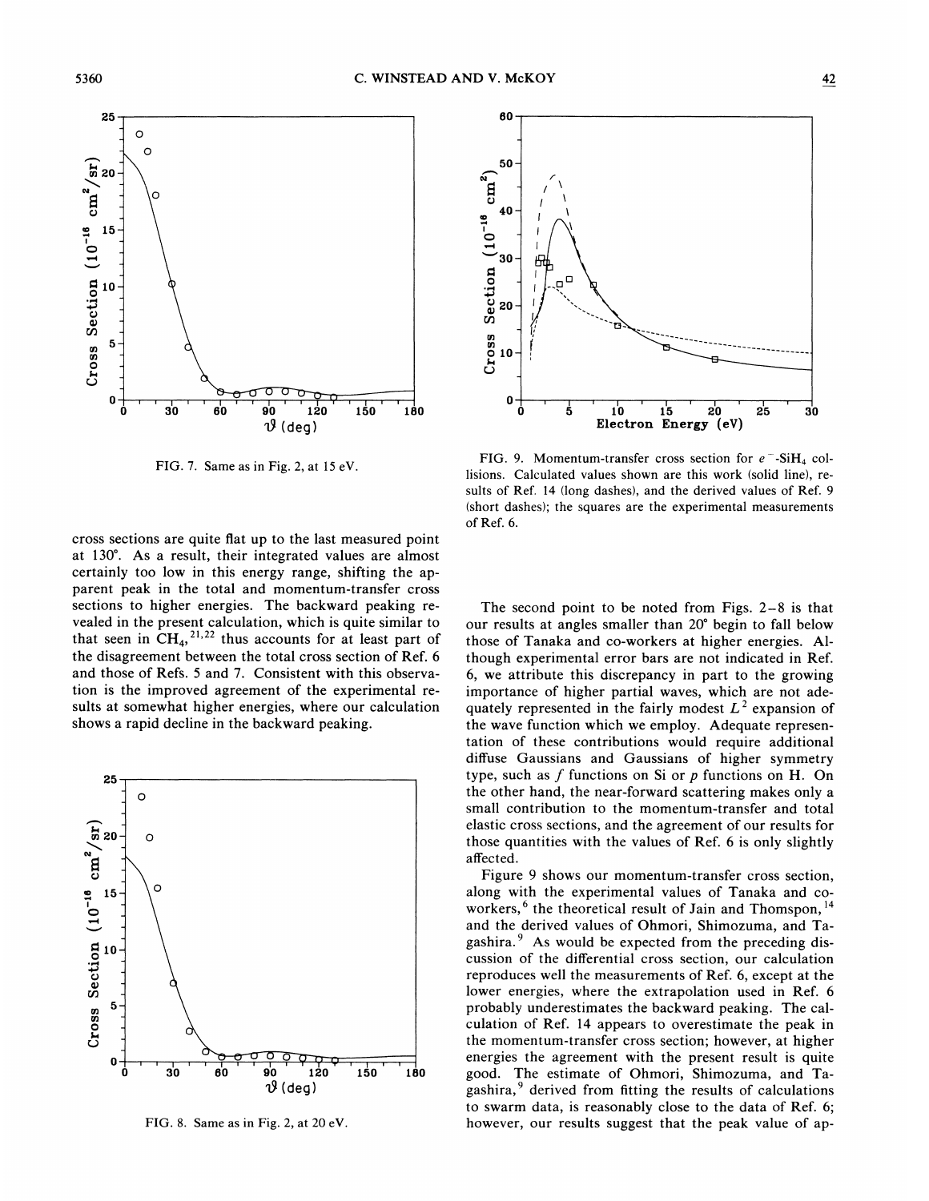FIG. 7. Same as in Fig. 2, at 15 eV.

cross sections are quite flat up to the last measured point at 130°. As a result, their integrated values are almost certainly too low in this energy range, shifting the apparent peak in the total and momentum-transfer cross sections to higher energies. The backward peaking revealed in the present calculation, which is quite similar to that seen in $CH_4$,[21,22] thus accounts for at least part of the disagreement between the total cross section of Ref. 6 and those of Refs. 5 and 7. Consistent with this observation is the improved agreement of the experimental results at somewhat higher energies, where our calculation shows a rapid decline in the backward peaking.

FIG. 8. Same as in Fig. 2, at 20 eV.

FIG. 9. Momentum-transfer cross section for $e^-$-$SiH_4$ collisions. Calculated values shown are this work (solid line), results of Ref. 14 (long dashes), and the derived values of Ref. 9 (short dashes); the squares are the experimental measurements of Ref. 6.

The second point to be noted from Figs. 2–8 is that our results at angles smaller than 20° begin to fall below those of Tanaka and co-workers at higher energies. Although experimental error bars are not indicated in Ref. 6, we attribute this discrepancy in part to the growing importance of higher partial waves, which are not adequately represented in the fairly modest $L^2$ expansion of the wave function which we employ. Adequate representation of these contributions would require additional diffuse Gaussians and Gaussians of higher symmetry type, such as $f$ functions on Si or $p$ functions on H. On the other hand, the near-forward scattering makes only a small contribution to the momentum-transfer and total elastic cross sections, and the agreement of our results for those quantities with the values of Ref. 6 is only slightly affected.

Figure 9 shows our momentum-transfer cross section, along with the experimental values of Tanaka and co-workers,[6] the theoretical result of Jain and Thomspon,[14] and the derived values of Ohmori, Shimozuma, and Tagashira.[9] As would be expected from the preceding discussion of the differential cross section, our calculation reproduces well the measurements of Ref. 6, except at the lower energies, where the extrapolation used in Ref. 6 probably underestimates the backward peaking. The calculation of Ref. 14 appears to overestimate the peak in the momentum-transfer cross section; however, at higher energies the agreement with the present result is quite good. The estimate of Ohmori, Shimozuma, and Tagashira,[9] derived from fitting the results of calculations to swarm data, is reasonably close to the data of Ref. 6; however, our results suggest that the peak value of ap-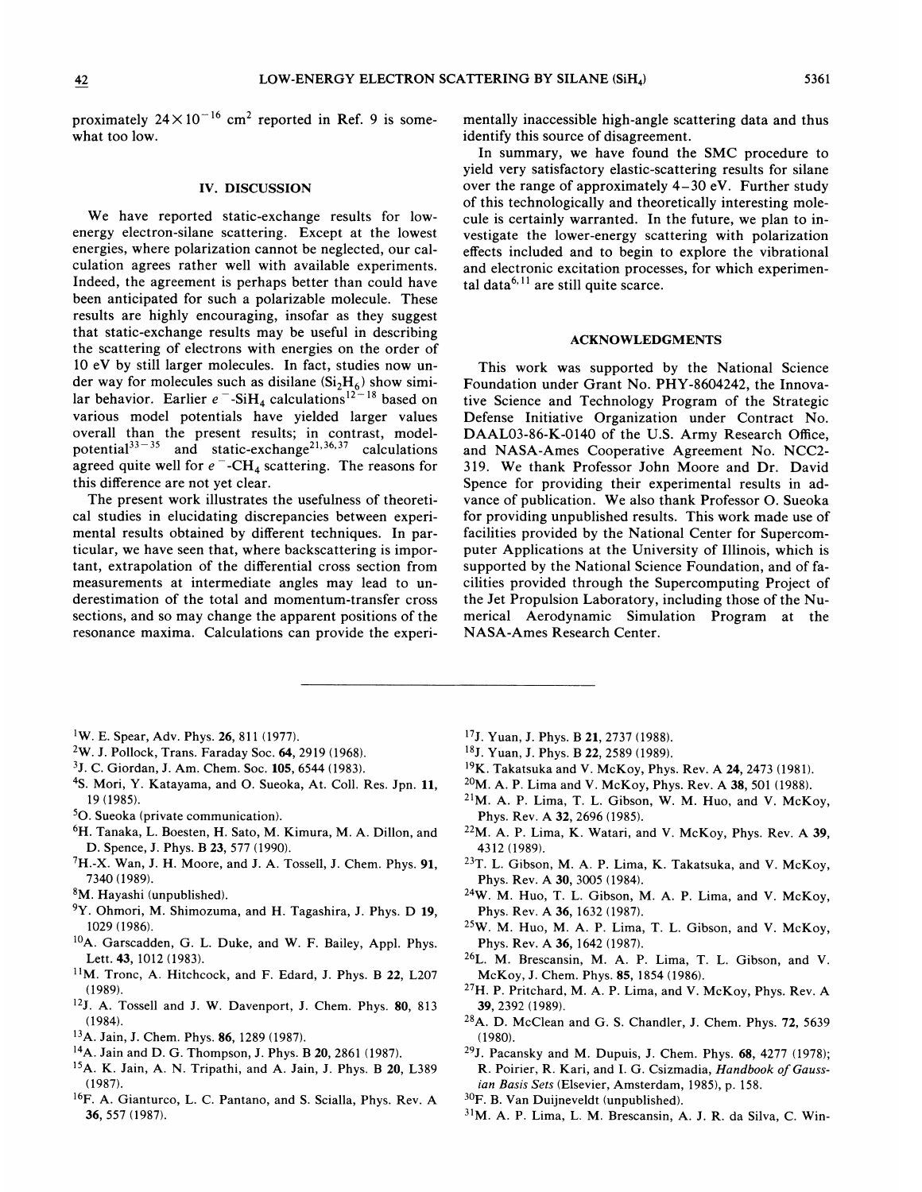proximately $24\times10^{-16}$ cm$^2$ reported in Ref. 9 is somewhat too low.

## IV. DISCUSSION

We have reported static-exchange results for low-energy electron-silane scattering. Except at the lowest energies, where polarization cannot be neglected, our calculation agrees rather well with available experiments. Indeed, the agreement is perhaps better than could have been anticipated for such a polarizable molecule. These results are highly encouraging, insofar as they suggest that static-exchange results may be useful in describing the scattering of electrons with energies on the order of 10 eV by still larger molecules. In fact, studies now under way for molecules such as disilane ($Si_2H_6$) show similar behavior. Earlier $e^-$-$SiH_4$ calculations[12–18] based on various model potentials have yielded larger values overall than the present results; in contrast, model-potential[33–35] and static-exchange[21,36,37] calculations agreed quite well for $e^-$-$CH_4$ scattering. The reasons for this difference are not yet clear.

The present work illustrates the usefulness of theoretical studies in elucidating discrepancies between experimental results obtained by different techniques. In particular, we have seen that, where backscattering is important, extrapolation of the differential cross section from measurements at intermediate angles may lead to underestimation of the total and momentum-transfer cross sections, and so may change the apparent positions of the resonance maxima. Calculations can provide the experimentally inaccessible high-angle scattering data and thus identify this source of disagreement.

In summary, we have found the SMC procedure to yield very satisfactory elastic-scattering results for silane over the range of approximately 4–30 eV. Further study of this technologically and theoretically interesting molecule is certainly warranted. In the future, we plan to investigate the lower-energy scattering with polarization effects included and to begin to explore the vibrational and electronic excitation processes, for which experimental data[6,11] are still quite scarce.

## ACKNOWLEDGMENTS

This work was supported by the National Science Foundation under Grant No. PHY-8604242, the Innovative Science and Technology Program of the Strategic Defense Initiative Organization under Contract No. DAAL03-86-K-0140 of the U.S. Army Research Office, and NASA-Ames Cooperative Agreement No. NCC2-319. We thank Professor John Moore and Dr. David Spence for providing their experimental results in advance of publication. We also thank Professor O. Sueoka for providing unpublished results. This work made use of facilities provided by the National Center for Supercomputer Applications at the University of Illinois, which is supported by the National Science Foundation, and of facilities provided through the Supercomputing Project of the Jet Propulsion Laboratory, including those of the Numerical Aerodynamic Simulation Program at the NASA-Ames Research Center.

---

[1] W. E. Spear, Adv. Phys. **26**, 811 (1977).

[2] W. J. Pollock, Trans. Faraday Soc. **64**, 2919 (1968).

[3] J. C. Giordan, J. Am. Chem. Soc. **105**, 6544 (1983).

[4] S. Mori, Y. Katayama, and O. Sueoka, At. Coll. Res. Jpn. **11**, 19 (1985).

[5] O. Sueoka (private communication).

[6] H. Tanaka, L. Boesten, H. Sato, M. Kimura, M. A. Dillon, and D. Spence, J. Phys. B **23**, 577 (1990).

[7] H.-X. Wan, J. H. Moore, and J. A. Tossell, J. Chem. Phys. **91**, 7340 (1989).

[8] M. Hayashi (unpublished).

[9] Y. Ohmori, M. Shimozuma, and H. Tagashira, J. Phys. D **19**, 1029 (1986).

[10] A. Garscadden, G. L. Duke, and W. F. Bailey, Appl. Phys. Lett. **43**, 1012 (1983).

[11] M. Tronc, A. Hitchcock, and F. Edard, J. Phys. B **22**, L207 (1989).

[12] J. A. Tossell and J. W. Davenport, J. Chem. Phys. **80**, 813 (1984).

[13] A. Jain, J. Chem. Phys. **86**, 1289 (1987).

[14] A. Jain and D. G. Thompson, J. Phys. B **20**, 2861 (1987).

[15] A. K. Jain, A. N. Tripathi, and A. Jain, J. Phys. B **20**, L389 (1987).

[16] F. A. Gianturco, L. C. Pantano, and S. Scialla, Phys. Rev. A **36**, 557 (1987).

[17] J. Yuan, J. Phys. B **21**, 2737 (1988).

[18] J. Yuan, J. Phys. B **22**, 2589 (1989).

[19] K. Takatsuka and V. McKoy, Phys. Rev. A **24**, 2473 (1981).

[20] M. A. P. Lima and V. McKoy, Phys. Rev. A **38**, 501 (1988).

[21] M. A. P. Lima, T. L. Gibson, W. M. Huo, and V. McKoy, Phys. Rev. A **32**, 2696 (1985).

[22] M. A. P. Lima, K. Watari, and V. McKoy, Phys. Rev. A **39**, 4312 (1989).

[23] T. L. Gibson, M. A. P. Lima, K. Takatsuka, and V. McKoy, Phys. Rev. A **30**, 3005 (1984).

[24] W. M. Huo, T. L. Gibson, M. A. P. Lima, and V. McKoy, Phys. Rev. A **36**, 1632 (1987).

[25] W. M. Huo, M. A. P. Lima, T. L. Gibson, and V. McKoy, Phys. Rev. A **36**, 1642 (1987).

[26] L. M. Brescansin, M. A. P. Lima, T. L. Gibson, and V. McKoy, J. Chem. Phys. **85**, 1854 (1986).

[27] H. P. Pritchard, M. A. P. Lima, and V. McKoy, Phys. Rev. A **39**, 2392 (1989).

[28] A. D. McClean and G. S. Chandler, J. Chem. Phys. **72**, 5639 (1980).

[29] J. Pacansky and M. Dupuis, J. Chem. Phys. **68**, 4277 (1978); R. Poirier, R. Kari, and I. G. Csizmadia, *Handbook of Gaussian Basis Sets* (Elsevier, Amsterdam, 1985), p. 158.

[30] F. B. Van Duijneveldt (unpublished).

[31] M. A. P. Lima, L. M. Brescansin, A. J. R. da Silva, C. Win-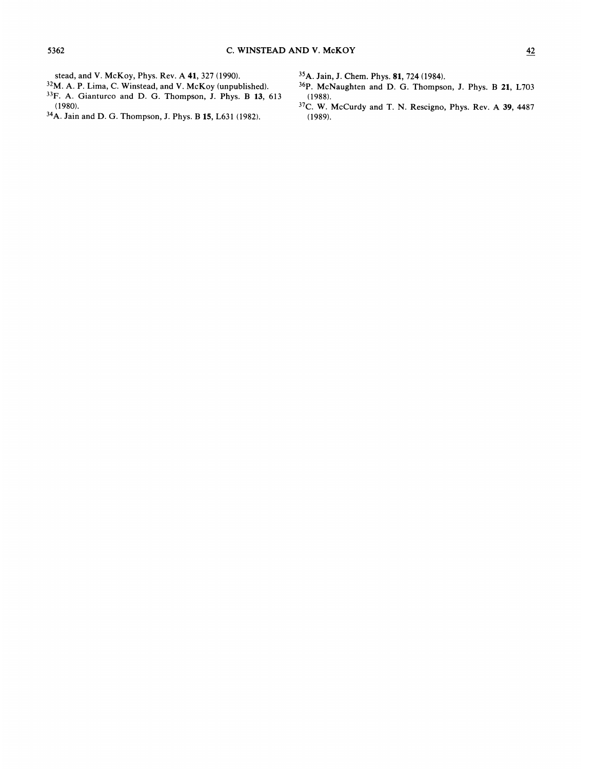stead, and V. McKoy, Phys. Rev. A **41**, 327 (1990).

[32]M. A. P. Lima, C. Winstead, and V. McKoy (unpublished).

[33]F. A. Gianturco and D. G. Thompson, J. Phys. B **13**, 613 (1980).

[34]A. Jain and D. G. Thompson, J. Phys. B **15**, L631 (1982).

[35]A. Jain, J. Chem. Phys. **81**, 724 (1984).

[36]P. McNaughten and D. G. Thompson, J. Phys. B **21**, L703 (1988).

[37]C. W. McCurdy and T. N. Rescigno, Phys. Rev. A **39**, 4487 (1989).